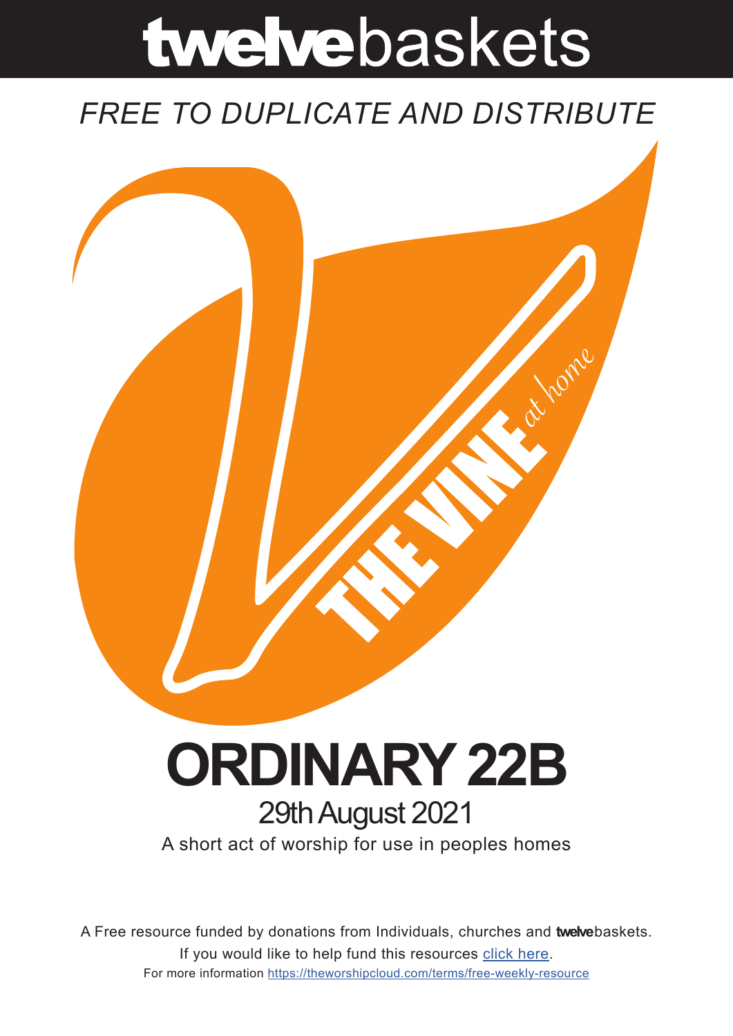# twelvebaskets

*FREE TO DUPLICATE AND DISTRIBUTE*

THE VINE *at home*

# ORDINARY 22B

## 29th August 2021

A short act of worship for use in peoples homes

A Free resource funded by donations from Individuals, churches and **twelve**baskets.

If you would like to help fund this resources [click here](click here).

For more information [https://theworshipcloud.com/terms/free-weekly-resource](https://theworshipcloud.com/terms/free-weekly-resource)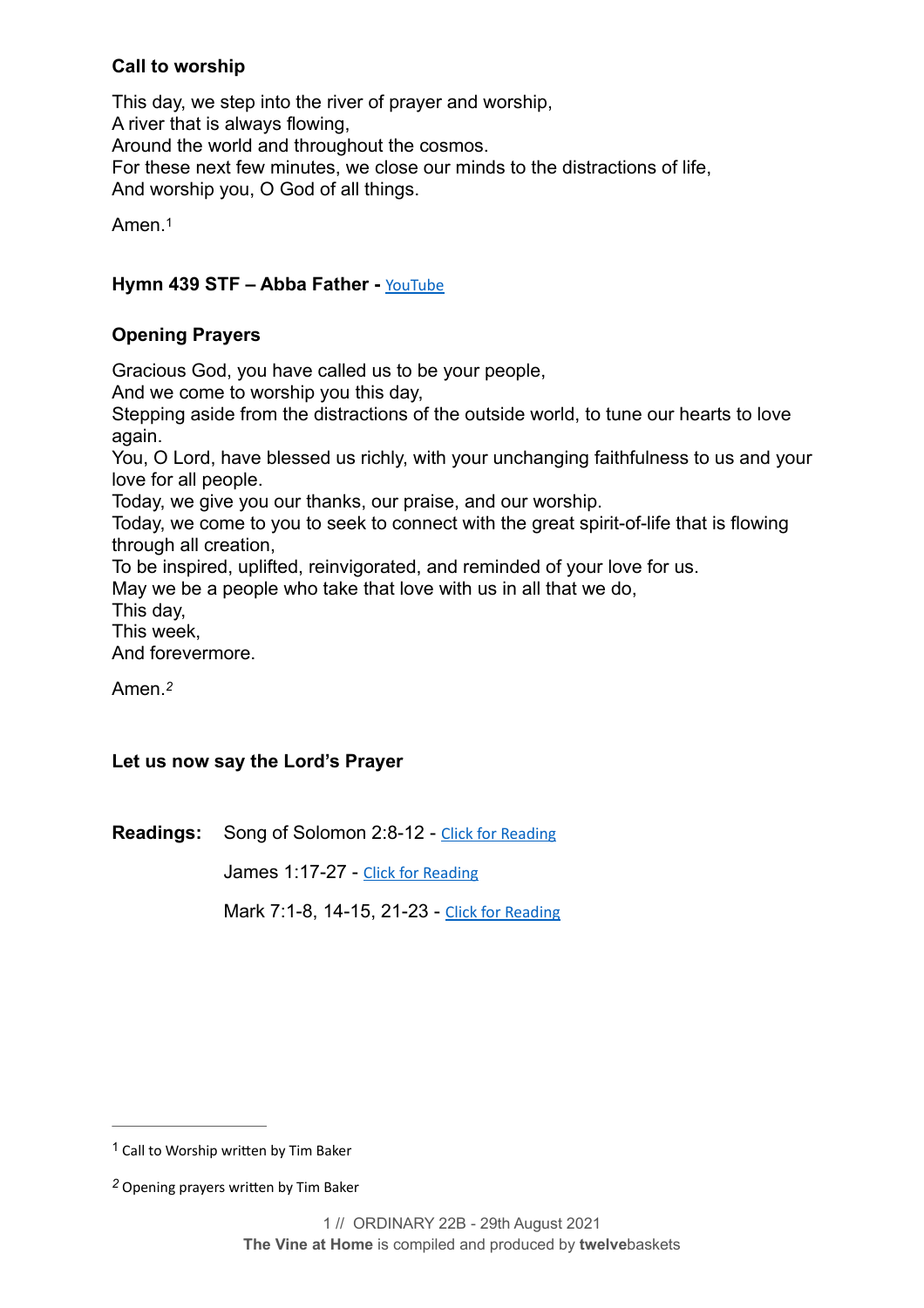**Call to worship**

This day, we step into the river of prayer and worship,
A river that is always flowing,
Around the world and throughout the cosmos.
For these next few minutes, we close our minds to the distractions of life,
And worship you, O God of all things.

Amen.[1]

**Hymn 439 STF – Abba Father -** YouTube

**Opening Prayers**

Gracious God, you have called us to be your people,
And we come to worship you this day,
Stepping aside from the distractions of the outside world, to tune our hearts to love again.
You, O Lord, have blessed us richly, with your unchanging faithfulness to us and your love for all people.
Today, we give you our thanks, our praise, and our worship.
Today, we come to you to seek to connect with the great spirit-of-life that is flowing through all creation,
To be inspired, uplifted, reinvigorated, and reminded of your love for us.
May we be a people who take that love with us in all that we do,
This day,
This week,
And forevermore.

Amen.[2]

**Let us now say the Lord's Prayer**

**Readings:** Song of Solomon 2:8-12 - Click for Reading

James 1:17-27 - Click for Reading

Mark 7:1-8, 14-15, 21-23 - Click for Reading

---

[1] Call to Worship written by Tim Baker

[2] Opening prayers written by Tim Baker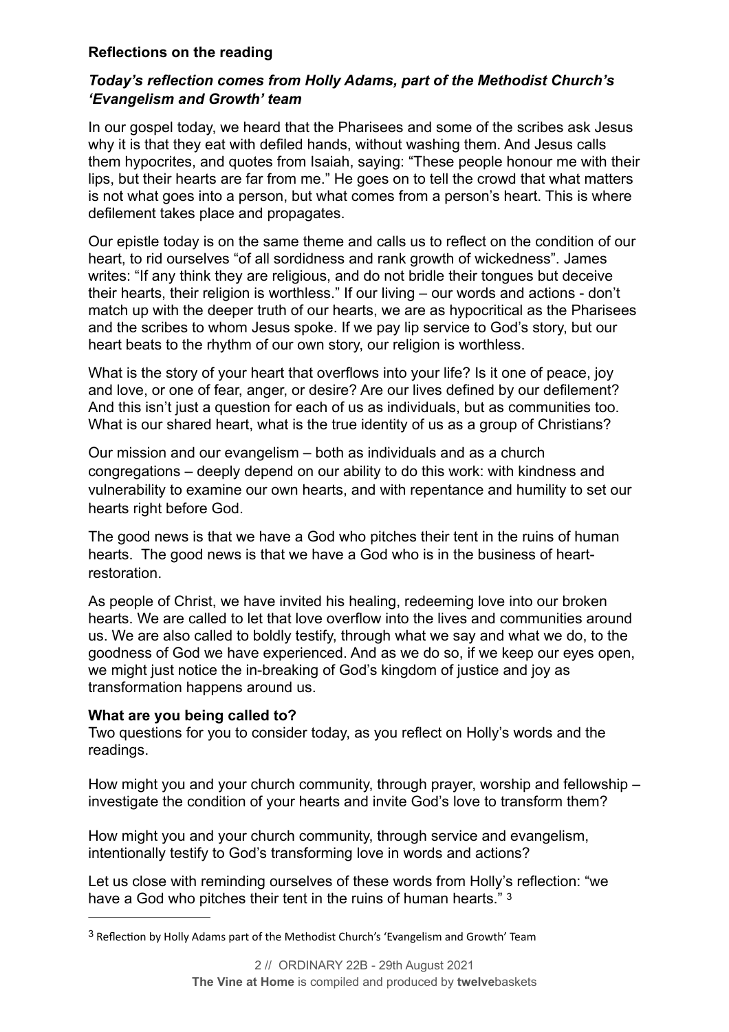**Reflections on the reading**

***Today's reflection comes from Holly Adams, part of the Methodist Church's 'Evangelism and Growth' team***

In our gospel today, we heard that the Pharisees and some of the scribes ask Jesus why it is that they eat with defiled hands, without washing them. And Jesus calls them hypocrites, and quotes from Isaiah, saying: "These people honour me with their lips, but their hearts are far from me." He goes on to tell the crowd that what matters is not what goes into a person, but what comes from a person's heart. This is where defilement takes place and propagates.

Our epistle today is on the same theme and calls us to reflect on the condition of our heart, to rid ourselves "of all sordidness and rank growth of wickedness". James writes: "If any think they are religious, and do not bridle their tongues but deceive their hearts, their religion is worthless." If our living – our words and actions - don't match up with the deeper truth of our hearts, we are as hypocritical as the Pharisees and the scribes to whom Jesus spoke. If we pay lip service to God's story, but our heart beats to the rhythm of our own story, our religion is worthless.

What is the story of your heart that overflows into your life? Is it one of peace, joy and love, or one of fear, anger, or desire? Are our lives defined by our defilement? And this isn't just a question for each of us as individuals, but as communities too. What is our shared heart, what is the true identity of us as a group of Christians?

Our mission and our evangelism – both as individuals and as a church congregations – deeply depend on our ability to do this work: with kindness and vulnerability to examine our own hearts, and with repentance and humility to set our hearts right before God.

The good news is that we have a God who pitches their tent in the ruins of human hearts. The good news is that we have a God who is in the business of heart-restoration.

As people of Christ, we have invited his healing, redeeming love into our broken hearts. We are called to let that love overflow into the lives and communities around us. We are also called to boldly testify, through what we say and what we do, to the goodness of God we have experienced. And as we do so, if we keep our eyes open, we might just notice the in-breaking of God's kingdom of justice and joy as transformation happens around us.

**What are you being called to?**

Two questions for you to consider today, as you reflect on Holly's words and the readings.

How might you and your church community, through prayer, worship and fellowship – investigate the condition of your hearts and invite God's love to transform them?

How might you and your church community, through service and evangelism, intentionally testify to God's transforming love in words and actions?

Let us close with reminding ourselves of these words from Holly's reflection: "we have a God who pitches their tent in the ruins of human hearts." [3]

---

[3] Reflection by Holly Adams part of the Methodist Church's 'Evangelism and Growth' Team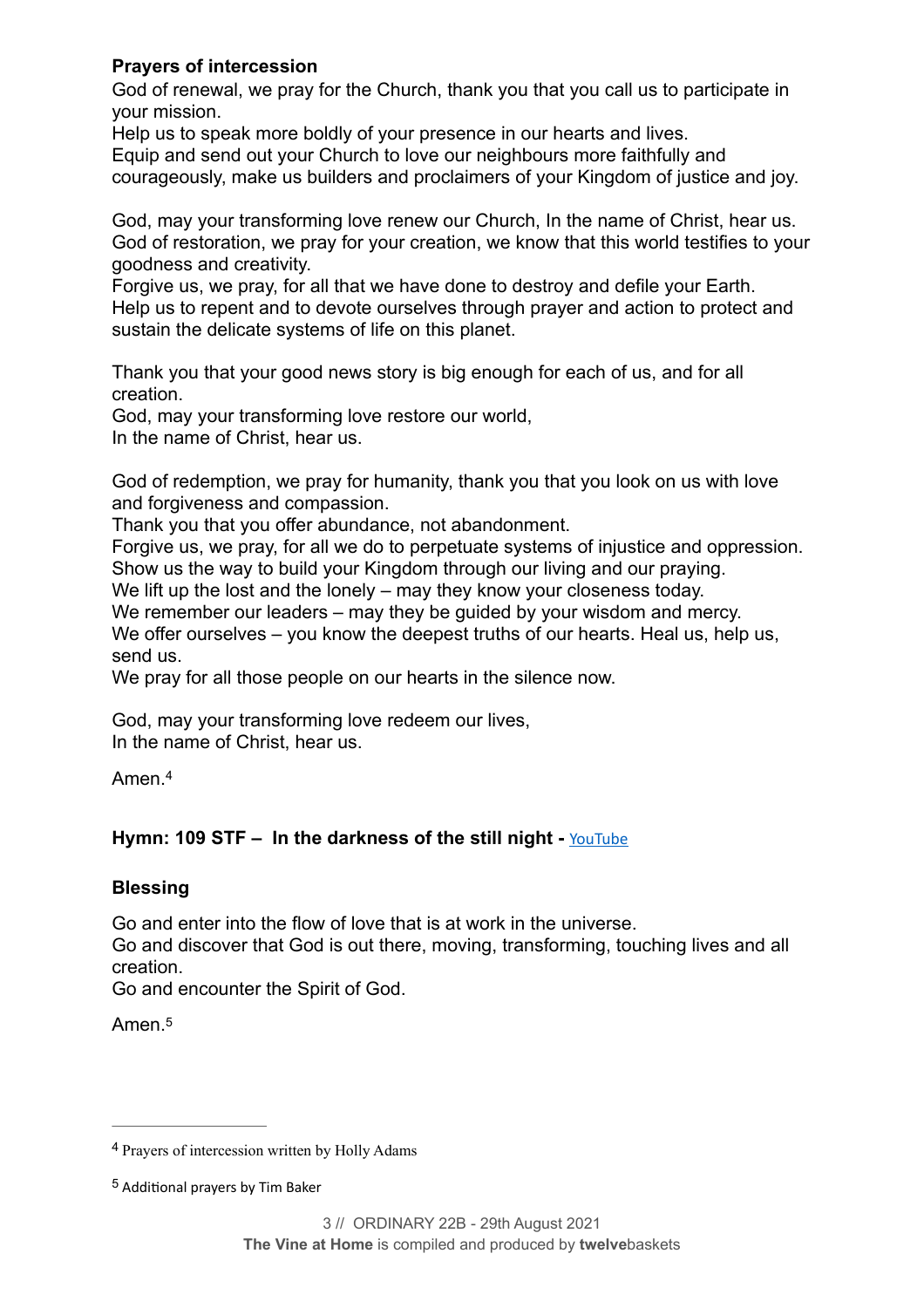**Prayers of intercession**

God of renewal, we pray for the Church, thank you that you call us to participate in your mission.
Help us to speak more boldly of your presence in our hearts and lives.
Equip and send out your Church to love our neighbours more faithfully and courageously, make us builders and proclaimers of your Kingdom of justice and joy.

God, may your transforming love renew our Church, In the name of Christ, hear us.
God of restoration, we pray for your creation, we know that this world testifies to your goodness and creativity.
Forgive us, we pray, for all that we have done to destroy and defile your Earth.
Help us to repent and to devote ourselves through prayer and action to protect and sustain the delicate systems of life on this planet.

Thank you that your good news story is big enough for each of us, and for all creation.
God, may your transforming love restore our world,
In the name of Christ, hear us.

God of redemption, we pray for humanity, thank you that you look on us with love and forgiveness and compassion.
Thank you that you offer abundance, not abandonment.
Forgive us, we pray, for all we do to perpetuate systems of injustice and oppression.
Show us the way to build your Kingdom through our living and our praying.
We lift up the lost and the lonely – may they know your closeness today.
We remember our leaders – may they be guided by your wisdom and mercy.
We offer ourselves – you know the deepest truths of our hearts. Heal us, help us, send us.
We pray for all those people on our hearts in the silence now.

God, may your transforming love redeem our lives,
In the name of Christ, hear us.

Amen.[4]

**Hymn: 109 STF – In the darkness of the still night -** YouTube

**Blessing**

Go and enter into the flow of love that is at work in the universe.
Go and discover that God is out there, moving, transforming, touching lives and all creation.
Go and encounter the Spirit of God.

Amen.[5]

---

[4] Prayers of intercession written by Holly Adams

[5] Additional prayers by Tim Baker

ORDINARY 22B - 29th August 2021
**The Vine at Home** is compiled and produced by **twelve**baskets